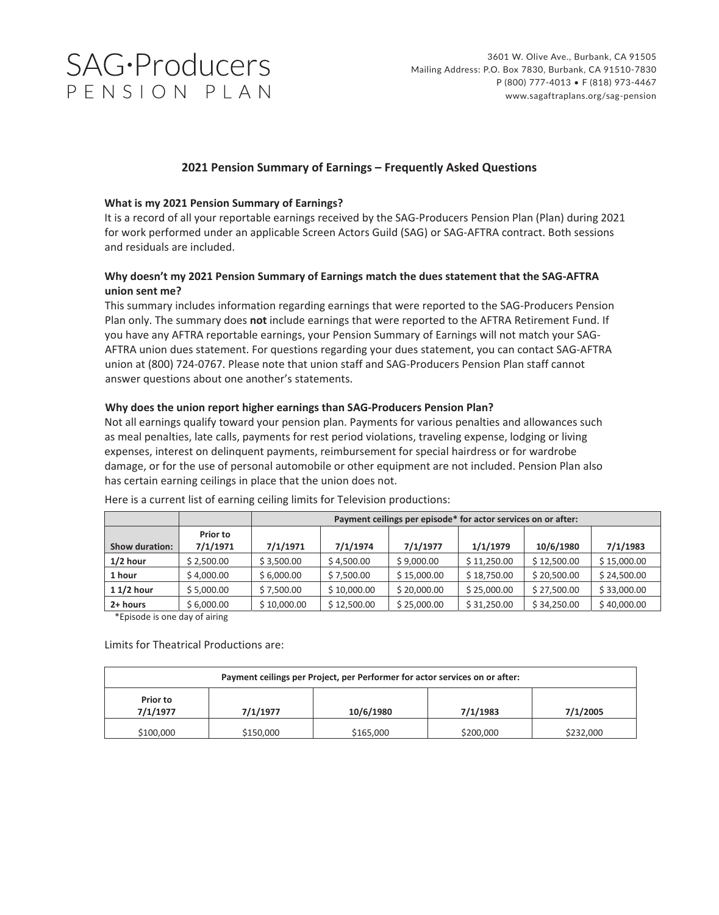# SAG·Producers PENSION PLAN

3601 W. Olive Ave., Burbank, CA 91505
Mailing Address: P.O. Box 7830, Burbank, CA 91510-7830
P (800) 777-4013 • F (818) 973-4467
www.sagaftraplans.org/sag-pension

## 2021 Pension Summary of Earnings – Frequently Asked Questions

### What is my 2021 Pension Summary of Earnings?

It is a record of all your reportable earnings received by the SAG-Producers Pension Plan (Plan) during 2021 for work performed under an applicable Screen Actors Guild (SAG) or SAG-AFTRA contract. Both sessions and residuals are included.

### Why doesn't my 2021 Pension Summary of Earnings match the dues statement that the SAG-AFTRA union sent me?

This summary includes information regarding earnings that were reported to the SAG-Producers Pension Plan only. The summary does **not** include earnings that were reported to the AFTRA Retirement Fund. If you have any AFTRA reportable earnings, your Pension Summary of Earnings will not match your SAG-AFTRA union dues statement. For questions regarding your dues statement, you can contact SAG-AFTRA union at (800) 724-0767. Please note that union staff and SAG-Producers Pension Plan staff cannot answer questions about one another's statements.

### Why does the union report higher earnings than SAG-Producers Pension Plan?

Not all earnings qualify toward your pension plan. Payments for various penalties and allowances such as meal penalties, late calls, payments for rest period violations, traveling expense, lodging or living expenses, interest on delinquent payments, reimbursement for special hairdress or for wardrobe damage, or for the use of personal automobile or other equipment are not included. Pension Plan also has certain earning ceilings in place that the union does not.

Here is a current list of earning ceiling limits for Television productions:

| | | Payment ceilings per episode* for actor services on or after: | | | | | |
|---|---|---|---|---|---|---|---|
| **Show duration:** | **Prior to 7/1/1971** | **7/1/1971** | **7/1/1974** | **7/1/1977** | **1/1/1979** | **10/6/1980** | **7/1/1983** |
| **1/2 hour** | $ 2,500.00 | $ 3,500.00 | $ 4,500.00 | $ 9,000.00 | $ 11,250.00 | $ 12,500.00 | $ 15,000.00 |
| **1 hour** | $ 4,000.00 | $ 6,000.00 | $ 7,500.00 | $ 15,000.00 | $ 18,750.00 | $ 20,500.00 | $ 24,500.00 |
| **1 1/2 hour** | $ 5,000.00 | $ 7,500.00 | $ 10,000.00 | $ 20,000.00 | $ 25,000.00 | $ 27,500.00 | $ 33,000.00 |
| **2+ hours** | $ 6,000.00 | $ 10,000.00 | $ 12,500.00 | $ 25,000.00 | $ 31,250.00 | $ 34,250.00 | $ 40,000.00 |

*Episode is one day of airing

Limits for Theatrical Productions are:

| Payment ceilings per Project, per Performer for actor services on or after: | | | | |
|---|---|---|---|---|
| **Prior to 7/1/1977** | **7/1/1977** | **10/6/1980** | **7/1/1983** | **7/1/2005** |
| $100,000 | $150,000 | $165,000 | $200,000 | $232,000 |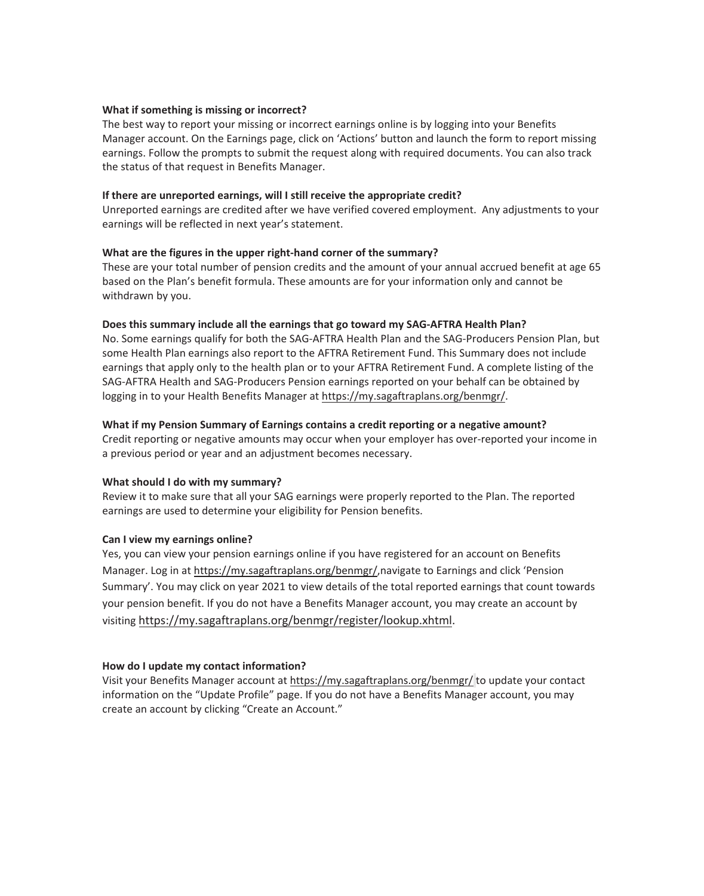**What if something is missing or incorrect?**

The best way to report your missing or incorrect earnings online is by logging into your Benefits Manager account. On the Earnings page, click on 'Actions' button and launch the form to report missing earnings. Follow the prompts to submit the request along with required documents. You can also track the status of that request in Benefits Manager.

**If there are unreported earnings, will I still receive the appropriate credit?**

Unreported earnings are credited after we have verified covered employment. Any adjustments to your earnings will be reflected in next year's statement.

**What are the figures in the upper right-hand corner of the summary?**

These are your total number of pension credits and the amount of your annual accrued benefit at age 65 based on the Plan's benefit formula. These amounts are for your information only and cannot be withdrawn by you.

**Does this summary include all the earnings that go toward my SAG-AFTRA Health Plan?**

No. Some earnings qualify for both the SAG-AFTRA Health Plan and the SAG-Producers Pension Plan, but some Health Plan earnings also report to the AFTRA Retirement Fund. This Summary does not include earnings that apply only to the health plan or to your AFTRA Retirement Fund. A complete listing of the SAG-AFTRA Health and SAG-Producers Pension earnings reported on your behalf can be obtained by logging in to your Health Benefits Manager at https://my.sagaftraplans.org/benmgr/.

**What if my Pension Summary of Earnings contains a credit reporting or a negative amount?**

Credit reporting or negative amounts may occur when your employer has over-reported your income in a previous period or year and an adjustment becomes necessary.

**What should I do with my summary?**

Review it to make sure that all your SAG earnings were properly reported to the Plan. The reported earnings are used to determine your eligibility for Pension benefits.

**Can I view my earnings online?**

Yes, you can view your pension earnings online if you have registered for an account on Benefits Manager. Log in at https://my.sagaftraplans.org/benmgr/,navigate to Earnings and click 'Pension Summary'. You may click on year 2021 to view details of the total reported earnings that count towards your pension benefit. If you do not have a Benefits Manager account, you may create an account by visiting https://my.sagaftraplans.org/benmgr/register/lookup.xhtml.

**How do I update my contact information?**

Visit your Benefits Manager account at https://my.sagaftraplans.org/benmgr/ to update your contact information on the "Update Profile" page. If you do not have a Benefits Manager account, you may create an account by clicking "Create an Account."